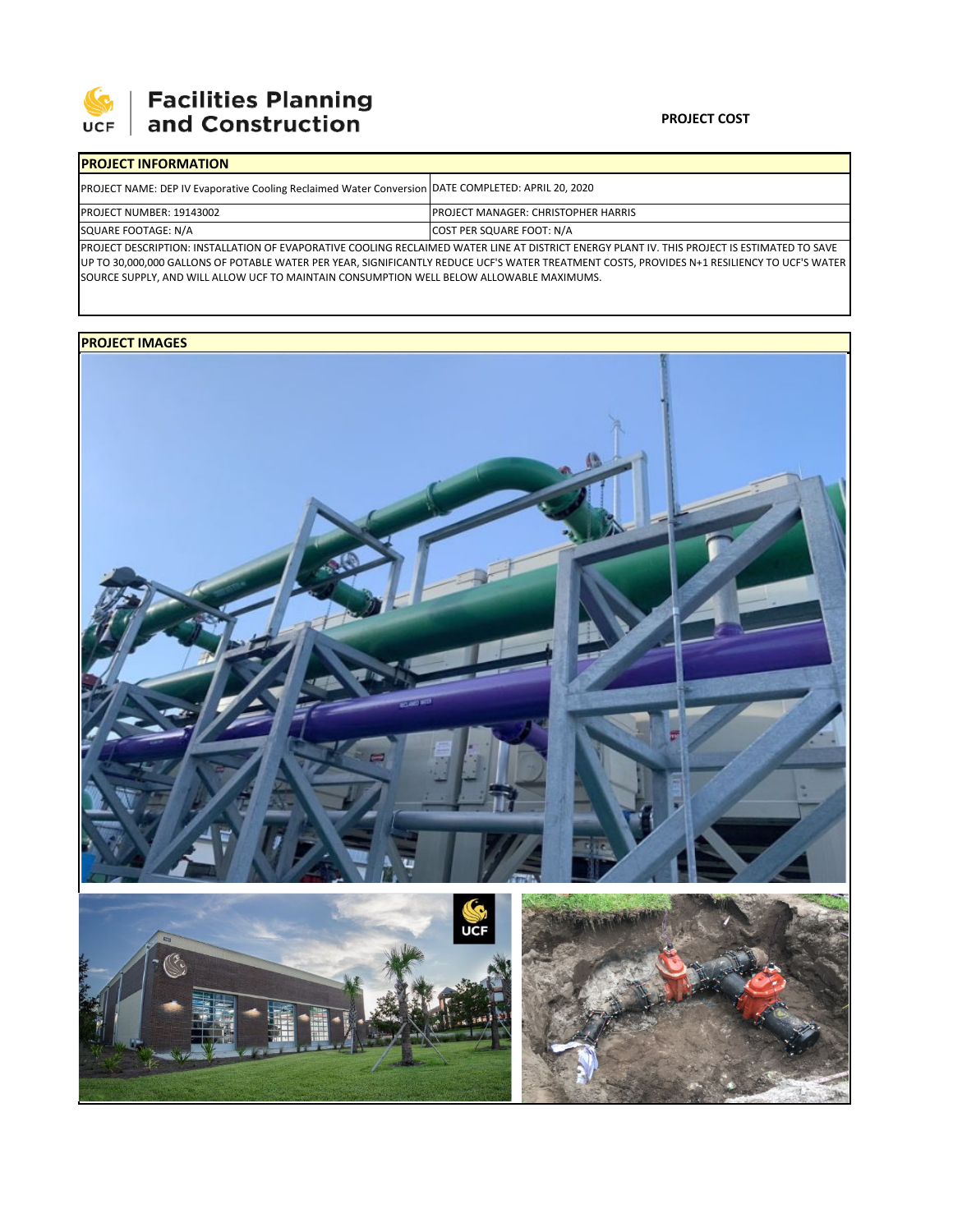**Facilities Planning and Construction**

**PROJECT COST**

| PROJECT INFORMATION | |
|---|---|
| PROJECT NAME: DEP IV Evaporative Cooling Reclaimed Water Conversion | DATE COMPLETED: APRIL 20, 2020 |
| PROJECT NUMBER: 19143002 | PROJECT MANAGER: CHRISTOPHER HARRIS |
| SQUARE FOOTAGE: N/A | COST PER SQUARE FOOT: N/A |

PROJECT DESCRIPTION: INSTALLATION OF EVAPORATIVE COOLING RECLAIMED WATER LINE AT DISTRICT ENERGY PLANT IV. THIS PROJECT IS ESTIMATED TO SAVE UP TO 30,000,000 GALLONS OF POTABLE WATER PER YEAR, SIGNIFICANTLY REDUCE UCF'S WATER TREATMENT COSTS, PROVIDES N+1 RESILIENCY TO UCF'S WATER SOURCE SUPPLY, AND WILL ALLOW UCF TO MAINTAIN CONSUMPTION WELL BELOW ALLOWABLE MAXIMUMS.

**PROJECT IMAGES**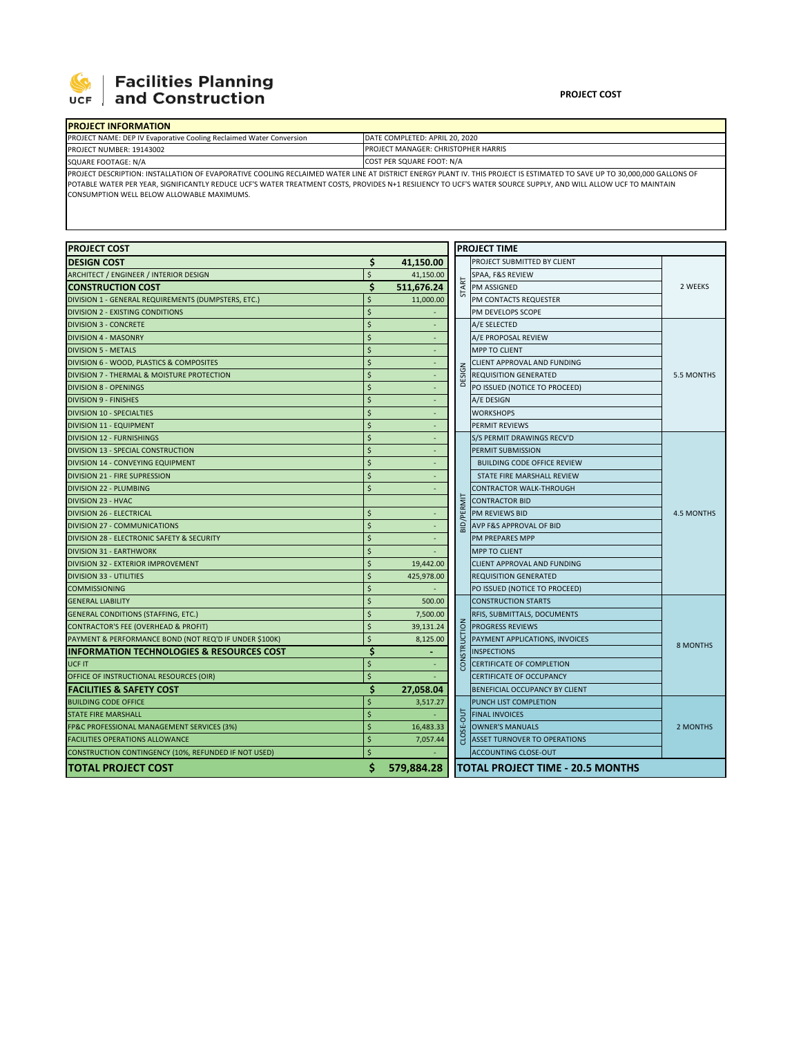**Facilities Planning and Construction**

**PROJECT COST**

| **PROJECT INFORMATION** | |
|---|---|
| PROJECT NAME: DEP IV Evaporative Cooling Reclaimed Water Conversion | DATE COMPLETED: APRIL 20, 2020 |
| PROJECT NUMBER: 19143002 | PROJECT MANAGER: CHRISTOPHER HARRIS |
| SQUARE FOOTAGE: N/A | COST PER SQUARE FOOT: N/A |

PROJECT DESCRIPTION: INSTALLATION OF EVAPORATIVE COOLING RECLAIMED WATER LINE AT DISTRICT ENERGY PLANT IV. THIS PROJECT IS ESTIMATED TO SAVE UP TO 30,000,000 GALLONS OF POTABLE WATER PER YEAR, SIGNIFICANTLY REDUCE UCF'S WATER TREATMENT COSTS, PROVIDES N+1 RESILIENCY TO UCF'S WATER SOURCE SUPPLY, AND WILL ALLOW UCF TO MAINTAIN CONSUMPTION WELL BELOW ALLOWABLE MAXIMUMS.

| **PROJECT COST** | | |
|---|---|---|
| **DESIGN COST** | **$** | **41,150.00** |
| ARCHITECT / ENGINEER / INTERIOR DESIGN | $ | 41,150.00 |
| **CONSTRUCTION COST** | **$** | **511,676.24** |
| DIVISION 1 - GENERAL REQUIREMENTS (DUMPSTERS, ETC.) | $ | 11,000.00 |
| DIVISION 2 - EXISTING CONDITIONS | $ | - |
| DIVISION 3 - CONCRETE | $ | - |
| DIVISION 4 - MASONRY | $ | - |
| DIVISION 5 - METALS | $ | - |
| DIVISION 6 - WOOD, PLASTICS & COMPOSITES | $ | - |
| DIVISION 7 - THERMAL & MOISTURE PROTECTION | $ | - |
| DIVISION 8 - OPENINGS | $ | - |
| DIVISION 9 - FINISHES | $ | - |
| DIVISION 10 - SPECIALTIES | $ | - |
| DIVISION 11 - EQUIPMENT | $ | - |
| DIVISION 12 - FURNISHINGS | $ | - |
| DIVISION 13 - SPECIAL CONSTRUCTION | $ | - |
| DIVISION 14 - CONVEYING EQUIPMENT | $ | - |
| DIVISION 21 - FIRE SUPRESSION | $ | - |
| DIVISION 22 - PLUMBING | $ | - |
| DIVISION 23 - HVAC | | |
| DIVISION 26 - ELECTRICAL | $ | - |
| DIVISION 27 - COMMUNICATIONS | $ | - |
| DIVISION 28 - ELECTRONIC SAFETY & SECURITY | $ | - |
| DIVISION 31 - EARTHWORK | $ | - |
| DIVISION 32 - EXTERIOR IMPROVEMENT | $ | 19,442.00 |
| DIVISION 33 - UTILITIES | $ | 425,978.00 |
| COMMISSIONING | $ | - |
| GENERAL LIABILITY | $ | 500.00 |
| GENERAL CONDITIONS (STAFFING, ETC.) | $ | 7,500.00 |
| CONTRACTOR'S FEE (OVERHEAD & PROFIT) | $ | 39,131.24 |
| PAYMENT & PERFORMANCE BOND (NOT REQ'D IF UNDER $100K) | $ | 8,125.00 |
| **INFORMATION TECHNOLOGIES & RESOURCES COST** | **$** | **-** |
| UCF IT | $ | - |
| OFFICE OF INSTRUCTIONAL RESOURCES (OIR) | $ | - |
| **FACILITIES & SAFETY COST** | **$** | **27,058.04** |
| BUILDING CODE OFFICE | $ | 3,517.27 |
| STATE FIRE MARSHALL | $ | - |
| FP&C PROFESSIONAL MANAGEMENT SERVICES (3%) | $ | 16,483.33 |
| FACILITIES OPERATIONS ALLOWANCE | $ | 7,057.44 |
| CONSTRUCTION CONTINGENCY (10%, REFUNDED IF NOT USED) | $ | - |
| **TOTAL PROJECT COST** | **$** | **579,884.28** |

| **PROJECT TIME** | | |
|---|---|---|
| START | PROJECT SUBMITTED BY CLIENT | 2 WEEKS |
| | SPAA, F&S REVIEW | |
| | PM ASSIGNED | |
| | PM CONTACTS REQUESTER | |
| | PM DEVELOPS SCOPE | |
| DESIGN | A/E SELECTED | 5.5 MONTHS |
| | A/E PROPOSAL REVIEW | |
| | MPP TO CLIENT | |
| | CLIENT APPROVAL AND FUNDING | |
| | REQUISITION GENERATED | |
| | PO ISSUED (NOTICE TO PROCEED) | |
| | A/E DESIGN | |
| | WORKSHOPS | |
| | PERMIT REVIEWS | |
| BID/PERMIT | S/S PERMIT DRAWINGS RECV'D | 4.5 MONTHS |
| | PERMIT SUBMISSION | |
| | BUILDING CODE OFFICE REVIEW | |
| | STATE FIRE MARSHALL REVIEW | |
| | CONTRACTOR WALK-THROUGH | |
| | CONTRACTOR BID | |
| | PM REVIEWS BID | |
| | AVP F&S APPROVAL OF BID | |
| | PM PREPARES MPP | |
| | MPP TO CLIENT | |
| | CLIENT APPROVAL AND FUNDING | |
| | REQUISITION GENERATED | |
| | PO ISSUED (NOTICE TO PROCEED) | |
| CONSTRUCTION | CONSTRUCTION STARTS | 8 MONTHS |
| | RFIS, SUBMITTALS, DOCUMENTS | |
| | PROGRESS REVIEWS | |
| | PAYMENT APPLICATIONS, INVOICES | |
| | INSPECTIONS | |
| | CERTIFICATE OF COMPLETION | |
| | CERTIFICATE OF OCCUPANCY | |
| | BENEFICIAL OCCUPANCY BY CLIENT | |
| CLOSE-OUT | PUNCH LIST COMPLETION | 2 MONTHS |
| | FINAL INVOICES | |
| | OWNER'S MANUALS | |
| | ASSET TURNOVER TO OPERATIONS | |
| | ACCOUNTING CLOSE-OUT | |
| **TOTAL PROJECT TIME - 20.5 MONTHS** | | |